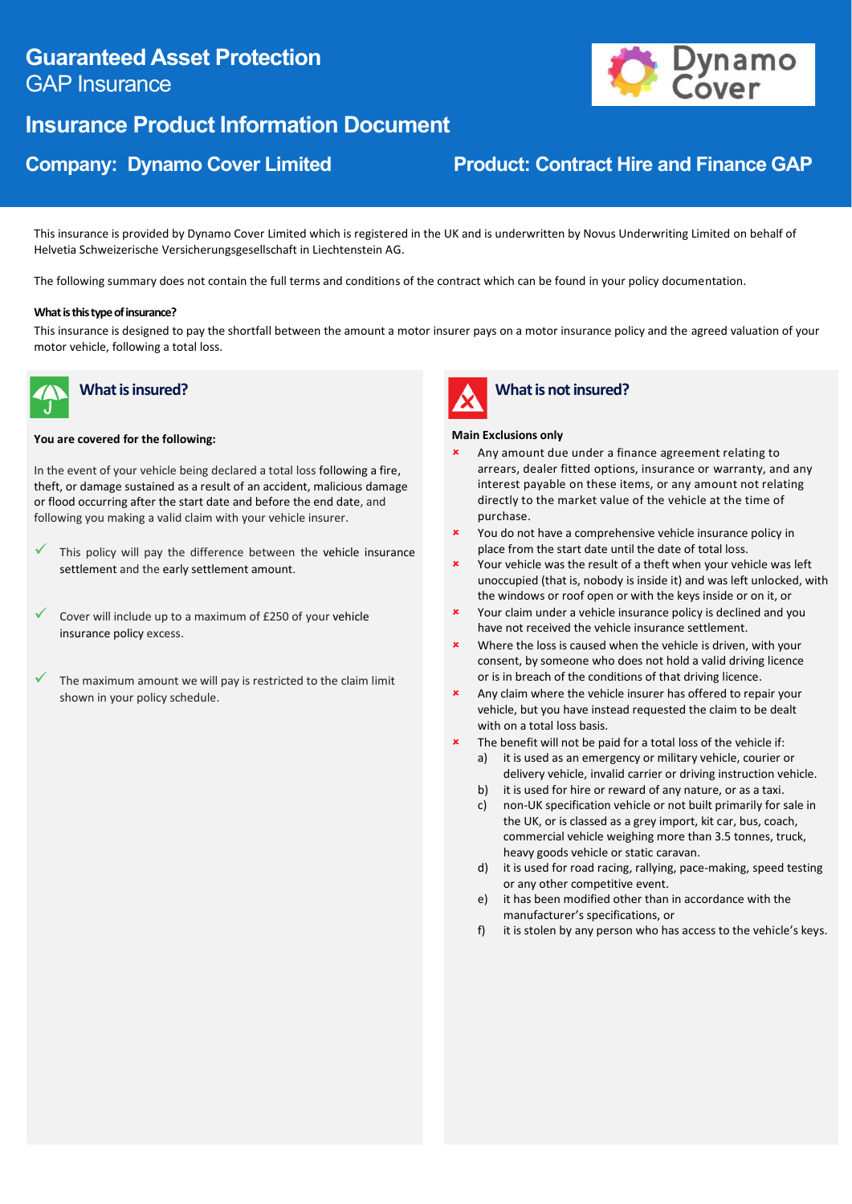# Guaranteed Asset Protection
## GAP Insurance

## Insurance Product Information Document

**Company: Dynamo Cover Limited** | **Product: Contract Hire and Finance GAP**

This insurance is provided by Dynamo Cover Limited which is registered in the UK and is underwritten by Novus Underwriting Limited on behalf of Helvetia Schweizerische Versicherungsgesellschaft in Liechtenstein AG.

The following summary does not contain the full terms and conditions of the contract which can be found in your policy documentation.

**What is this type of insurance?**

This insurance is designed to pay the shortfall between the amount a motor insurer pays on a motor insurance policy and the agreed valuation of your motor vehicle, following a total loss.

### What is insured?

**You are covered for the following:**

In the event of your vehicle being declared a total loss following a fire, theft, or damage sustained as a result of an accident, malicious damage or flood occurring after the start date and before the end date, and following you making a valid claim with your vehicle insurer.

- ✓ This policy will pay the difference between the vehicle insurance settlement and the early settlement amount.
- ✓ Cover will include up to a maximum of £250 of your vehicle insurance policy excess.
- ✓ The maximum amount we will pay is restricted to the claim limit shown in your policy schedule.

### What is not insured?

**Main Exclusions only**

- ✗ Any amount due under a finance agreement relating to arrears, dealer fitted options, insurance or warranty, and any interest payable on these items, or any amount not relating directly to the market value of the vehicle at the time of purchase.
- ✗ You do not have a comprehensive vehicle insurance policy in place from the start date until the date of total loss.
- ✗ Your vehicle was the result of a theft when your vehicle was left unoccupied (that is, nobody is inside it) and was left unlocked, with the windows or roof open or with the keys inside or on it, or
- ✗ Your claim under a vehicle insurance policy is declined and you have not received the vehicle insurance settlement.
- ✗ Where the loss is caused when the vehicle is driven, with your consent, by someone who does not hold a valid driving licence or is in breach of the conditions of that driving licence.
- ✗ Any claim where the vehicle insurer has offered to repair your vehicle, but you have instead requested the claim to be dealt with on a total loss basis.
- ✗ The benefit will not be paid for a total loss of the vehicle if:
  - a) it is used as an emergency or military vehicle, courier or delivery vehicle, invalid carrier or driving instruction vehicle.
  - b) it is used for hire or reward of any nature, or as a taxi.
  - c) non-UK specification vehicle or not built primarily for sale in the UK, or is classed as a grey import, kit car, bus, coach, commercial vehicle weighing more than 3.5 tonnes, truck, heavy goods vehicle or static caravan.
  - d) it is used for road racing, rallying, pace-making, speed testing or any other competitive event.
  - e) it has been modified other than in accordance with the manufacturer's specifications, or
  - f) it is stolen by any person who has access to the vehicle's keys.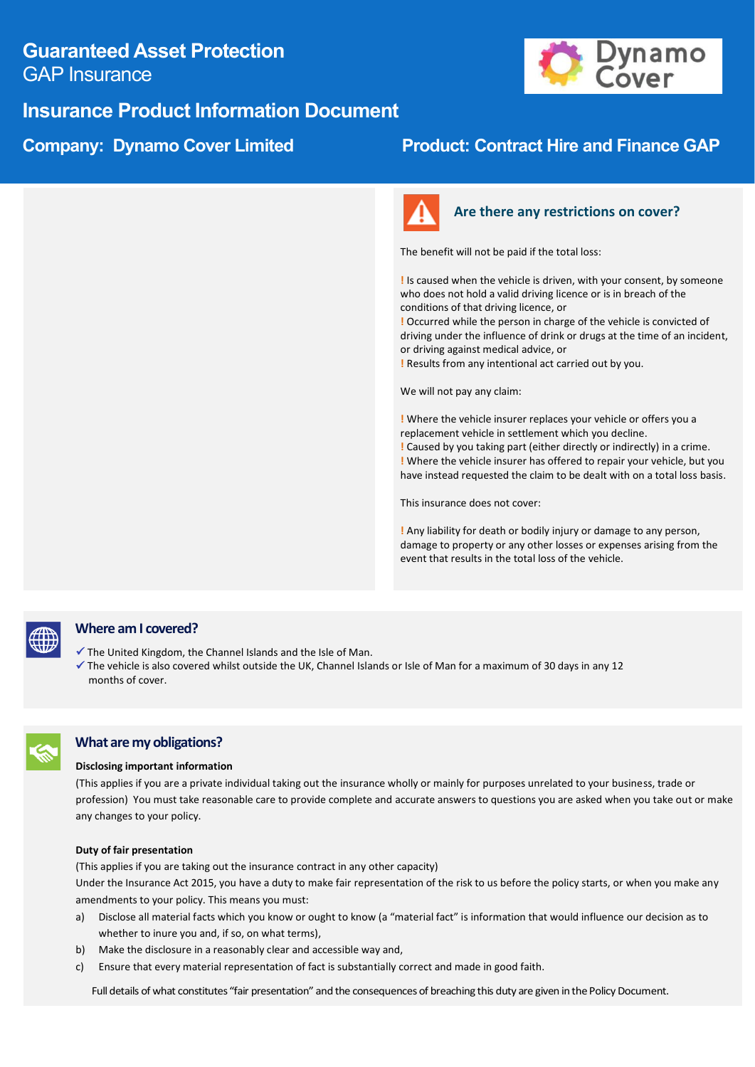# Guaranteed Asset Protection
GAP Insurance

## Insurance Product Information Document

**Company: Dynamo Cover Limited** | **Product: Contract Hire and Finance GAP**

### Are there any restrictions on cover?

The benefit will not be paid if the total loss:

! Is caused when the vehicle is driven, with your consent, by someone who does not hold a valid driving licence or is in breach of the conditions of that driving licence, or
! Occurred while the person in charge of the vehicle is convicted of driving under the influence of drink or drugs at the time of an incident, or driving against medical advice, or
! Results from any intentional act carried out by you.

We will not pay any claim:

! Where the vehicle insurer replaces your vehicle or offers you a replacement vehicle in settlement which you decline.
! Caused by you taking part (either directly or indirectly) in a crime.
! Where the vehicle insurer has offered to repair your vehicle, but you have instead requested the claim to be dealt with on a total loss basis.

This insurance does not cover:

! Any liability for death or bodily injury or damage to any person, damage to property or any other losses or expenses arising from the event that results in the total loss of the vehicle.

### Where am I covered?

✓ The United Kingdom, the Channel Islands and the Isle of Man.
✓ The vehicle is also covered whilst outside the UK, Channel Islands or Isle of Man for a maximum of 30 days in any 12 months of cover.

### What are my obligations?

**Disclosing important information**

(This applies if you are a private individual taking out the insurance wholly or mainly for purposes unrelated to your business, trade or profession) You must take reasonable care to provide complete and accurate answers to questions you are asked when you take out or make any changes to your policy.

**Duty of fair presentation**

(This applies if you are taking out the insurance contract in any other capacity)
Under the Insurance Act 2015, you have a duty to make fair representation of the risk to us before the policy starts, or when you make any amendments to your policy. This means you must:

a) Disclose all material facts which you know or ought to know (a "material fact" is information that would influence our decision as to whether to inure you and, if so, on what terms),
b) Make the disclosure in a reasonably clear and accessible way and,
c) Ensure that every material representation of fact is substantially correct and made in good faith.

Full details of what constitutes "fair presentation" and the consequences of breaching this duty are given in the Policy Document.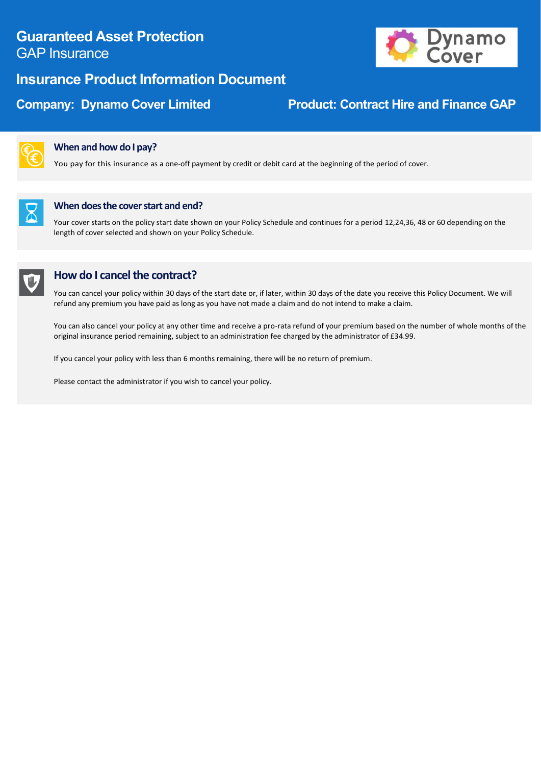# Guaranteed Asset Protection

GAP Insurance

## Insurance Product Information Document

**Company: Dynamo Cover Limited**

**Product: Contract Hire and Finance GAP**

### When and how do I pay?

You pay for this insurance as a one-off payment by credit or debit card at the beginning of the period of cover.

### When does the cover start and end?

Your cover starts on the policy start date shown on your Policy Schedule and continues for a period 12,24,36, 48 or 60 depending on the length of cover selected and shown on your Policy Schedule.

### How do I cancel the contract?

You can cancel your policy within 30 days of the start date or, if later, within 30 days of the date you receive this Policy Document. We will refund any premium you have paid as long as you have not made a claim and do not intend to make a claim.

You can also cancel your policy at any other time and receive a pro-rata refund of your premium based on the number of whole months of the original insurance period remaining, subject to an administration fee charged by the administrator of £34.99.

If you cancel your policy with less than 6 months remaining, there will be no return of premium.

Please contact the administrator if you wish to cancel your policy.